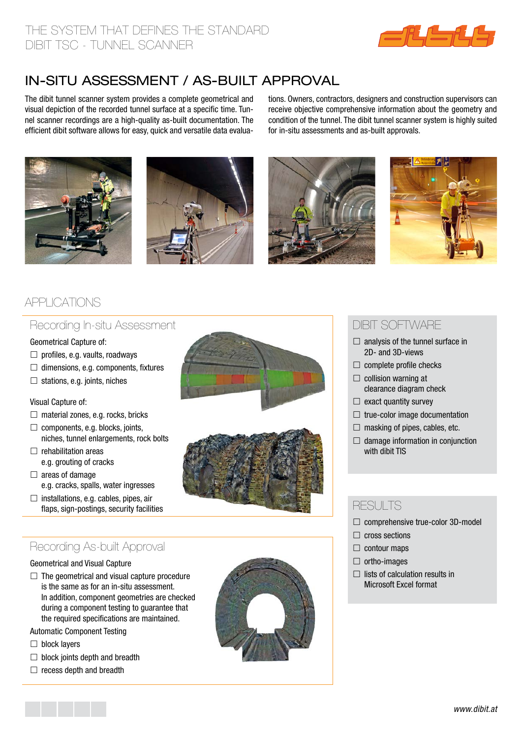THE SYSTEM THAT DEFINES THE STANDARD
DIBIT TSC - TUNNEL SCANNER

# IN-SITU ASSESSMENT / AS-BUILT APPROVAL

The dibit tunnel scanner system provides a complete geometrical and visual depiction of the recorded tunnel surface at a specific time. Tunnel scanner recordings are a high-quality as-built documentation. The efficient dibit software allows for easy, quick and versatile data evaluations. Owners, contractors, designers and construction supervisors can receive objective comprehensive information about the geometry and condition of the tunnel. The dibit tunnel scanner system is highly suited for in-situ assessments and as-built approvals.

## APPLICATIONS

### Recording In-situ Assessment

Geometrical Capture of:

- ☐ profiles, e.g. vaults, roadways
- ☐ dimensions, e.g. components, fixtures
- ☐ stations, e.g. joints, niches

Visual Capture of:

- ☐ material zones, e.g. rocks, bricks
- ☐ components, e.g. blocks, joints, niches, tunnel enlargements, rock bolts
- ☐ rehabilitation areas e.g. grouting of cracks
- ☐ areas of damage e.g. cracks, spalls, water ingresses
- ☐ installations, e.g. cables, pipes, air flaps, sign-postings, security facilities

### Recording As-built Approval

Geometrical and Visual Capture

- ☐ The geometrical and visual capture procedure is the same as for an in-situ assessment. In addition, component geometries are checked during a component testing to guarantee that the required specifications are maintained.

Automatic Component Testing

- ☐ block layers
- ☐ block joints depth and breadth
- ☐ recess depth and breadth

## DIBIT SOFTWARE

- ☐ analysis of the tunnel surface in 2D- and 3D-views
- ☐ complete profile checks
- ☐ collision warning at clearance diagram check
- ☐ exact quantity survey
- ☐ true-color image documentation
- ☐ masking of pipes, cables, etc.
- ☐ damage information in conjunction with dibit TIS

## RESULTS

- ☐ comprehensive true-color 3D-model
- ☐ cross sections
- ☐ contour maps
- ☐ ortho-images
- ☐ lists of calculation results in Microsoft Excel format

www.dibit.at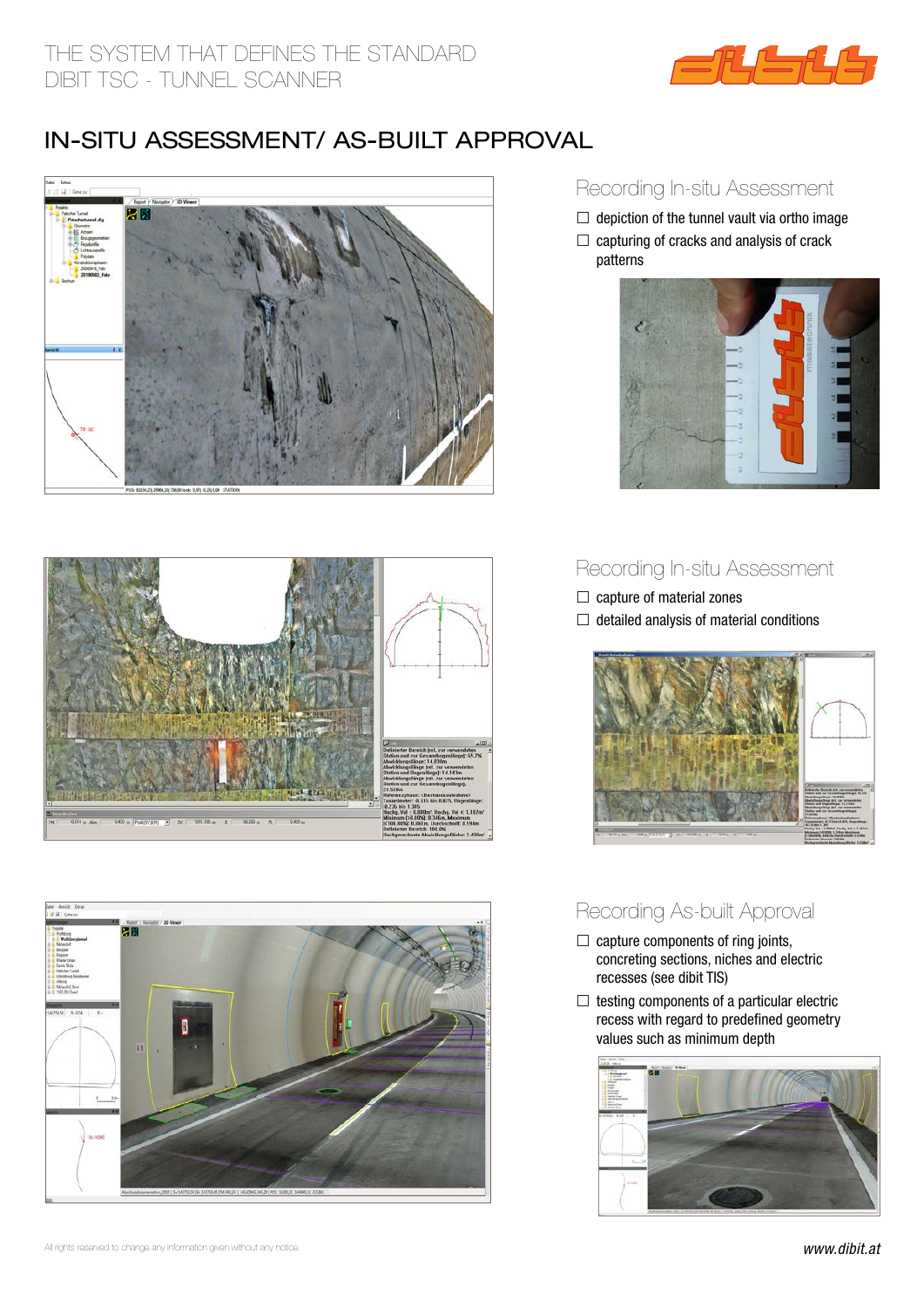THE SYSTEM THAT DEFINES THE STANDARD
DIBIT TSC - TUNNEL SCANNER

# IN-SITU ASSESSMENT/ AS-BUILT APPROVAL

## Recording In-situ Assessment

- depiction of the tunnel vault via ortho image
- capturing of cracks and analysis of crack patterns

## Recording In-situ Assessment

- capture of material zones
- detailed analysis of material conditions

## Recording As-built Approval

- capture components of ring joints, concreting sections, niches and electric recesses (see dibit TIS)
- testing components of a particular electric recess with regard to predefined geometry values such as minimum depth

All rights reserved to change any information given without any notice.

*www.dibit.at*